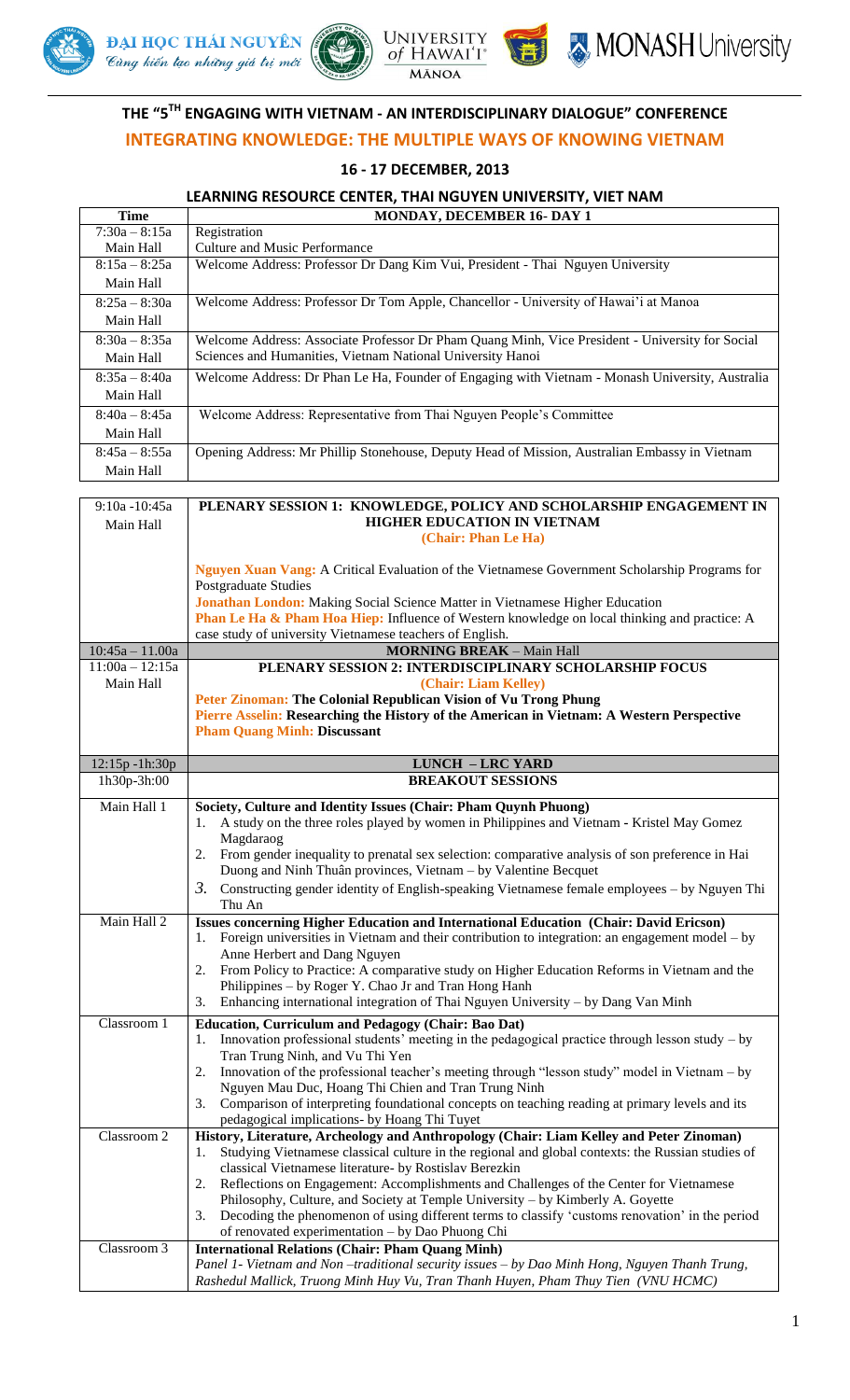# THE "5TH ENGAGING WITH VIETNAM - AN INTERDISCIPLINARY DIALOGUE" CONFERENCE

## INTEGRATING KNOWLEDGE: THE MULTIPLE WAYS OF KNOWING VIETNAM

### 16 - 17 DECEMBER, 2013

### LEARNING RESOURCE CENTER, THAI NGUYEN UNIVERSITY, VIET NAM

| Time | MONDAY, DECEMBER 16- DAY 1 |
|---|---|
| 7:30a – 8:15a<br>Main Hall | Registration<br>Culture and Music Performance |
| 8:15a – 8:25a<br>Main Hall | Welcome Address: Professor Dr Dang Kim Vui, President - Thai Nguyen University |
| 8:25a – 8:30a<br>Main Hall | Welcome Address: Professor Dr Tom Apple, Chancellor - University of Hawai'i at Manoa |
| 8:30a – 8:35a<br>Main Hall | Welcome Address: Associate Professor Dr Pham Quang Minh, Vice President - University for Social Sciences and Humanities, Vietnam National University Hanoi |
| 8:35a – 8:40a<br>Main Hall | Welcome Address: Dr Phan Le Ha, Founder of Engaging with Vietnam - Monash University, Australia |
| 8:40a – 8:45a<br>Main Hall | Welcome Address: Representative from Thai Nguyen People's Committee |
| 8:45a – 8:55a<br>Main Hall | Opening Address: Mr Phillip Stonehouse, Deputy Head of Mission, Australian Embassy in Vietnam |

| | |
|---|---|
| 9:10a -10:45a<br>Main Hall | **PLENARY SESSION 1: KNOWLEDGE, POLICY AND SCHOLARSHIP ENGAGEMENT IN HIGHER EDUCATION IN VIETNAM**<br>**(Chair: Phan Le Ha)**<br><br>**Nguyen Xuan Vang:** A Critical Evaluation of the Vietnamese Government Scholarship Programs for Postgraduate Studies<br>**Jonathan London:** Making Social Science Matter in Vietnamese Higher Education<br>**Phan Le Ha & Pham Hoa Hiep:** Influence of Western knowledge on local thinking and practice: A case study of university Vietnamese teachers of English. |
| 10:45a – 11.00a | **MORNING BREAK** – Main Hall |
| 11:00a – 12:15a<br>Main Hall | **PLENARY SESSION 2: INTERDISCIPLINARY SCHOLARSHIP FOCUS**<br>**(Chair: Liam Kelley)**<br>**Peter Zinoman: The Colonial Republican Vision of Vu Trong Phung**<br>**Pierre Asselin: Researching the History of the American in Vietnam: A Western Perspective**<br>**Pham Quang Minh: Discussant** |
| 12:15p -1h:30p | **LUNCH – LRC YARD** |
| 1h30p-3h:00 | **BREAKOUT SESSIONS** |
| Main Hall 1 | **Society, Culture and Identity Issues (Chair: Pham Quynh Phuong)**<br>1. A study on the three roles played by women in Philippines and Vietnam - Kristel May Gomez Magdaraog<br>2. From gender inequality to prenatal sex selection: comparative analysis of son preference in Hai Duong and Ninh Thuận provinces, Vietnam – by Valentine Becquet<br>3. Constructing gender identity of English-speaking Vietnamese female employees – by Nguyen Thi Thu An |
| Main Hall 2 | **Issues concerning Higher Education and International Education (Chair: David Ericson)**<br>1. Foreign universities in Vietnam and their contribution to integration: an engagement model – by Anne Herbert and Dang Nguyen<br>2. From Policy to Practice: A comparative study on Higher Education Reforms in Vietnam and the Philippines – by Roger Y. Chao Jr and Tran Hong Hanh<br>3. Enhancing international integration of Thai Nguyen University – by Dang Van Minh |
| Classroom 1 | **Education, Curriculum and Pedagogy (Chair: Bao Dat)**<br>1. Innovation professional students' meeting in the pedagogical practice through lesson study – by Tran Trung Ninh, and Vu Thi Yen<br>2. Innovation of the professional teacher's meeting through "lesson study" model in Vietnam – by Nguyen Mau Duc, Hoang Thi Chien and Tran Trung Ninh<br>3. Comparison of interpreting foundational concepts on teaching reading at primary levels and its pedagogical implications- by Hoang Thi Tuyet |
| Classroom 2 | **History, Literature, Archeology and Anthropology (Chair: Liam Kelley and Peter Zinoman)**<br>1. Studying Vietnamese classical culture in the regional and global contexts: the Russian studies of classical Vietnamese literature- by Rostislav Berezkin<br>2. Reflections on Engagement: Accomplishments and Challenges of the Center for Vietnamese Philosophy, Culture, and Society at Temple University – by Kimberly A. Goyette<br>3. Decoding the phenomenon of using different terms to classify 'customs renovation' in the period of renovated experimentation – by Dao Phuong Chi |
| Classroom 3 | **International Relations (Chair: Pham Quang Minh)**<br>*Panel 1- Vietnam and Non –traditional security issues – by Dao Minh Hong, Nguyen Thanh Trung, Rashedul Mallick, Truong Minh Huy Vu, Tran Thanh Huyen, Pham Thuy Tien (VNU HCMC)* |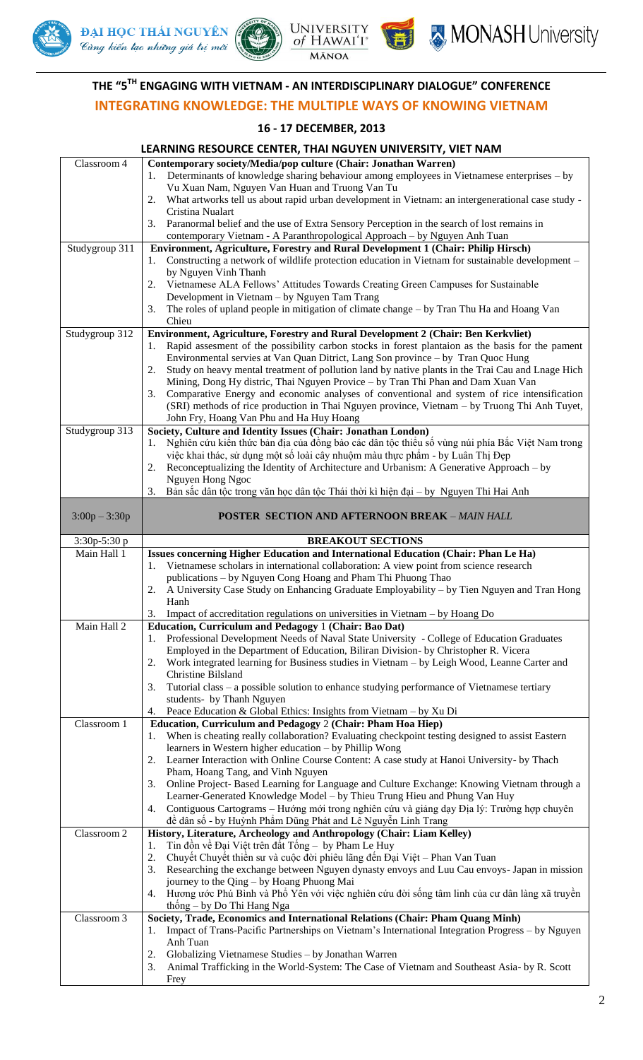# THE "5TH ENGAGING WITH VIETNAM - AN INTERDISCIPLINARY DIALOGUE" CONFERENCE

## INTEGRATING KNOWLEDGE: THE MULTIPLE WAYS OF KNOWING VIETNAM

### 16 - 17 DECEMBER, 2013

### LEARNING RESOURCE CENTER, THAI NGUYEN UNIVERSITY, VIET NAM

| | |
|---|---|
| Classroom 4 | **Contemporary society/Media/pop culture (Chair: Jonathan Warren)**<br>1. Determinants of knowledge sharing behaviour among employees in Vietnamese enterprises – by Vu Xuan Nam, Nguyen Van Huan and Truong Van Tu<br>2. What artworks tell us about rapid urban development in Vietnam: an intergenerational case study - Cristina Nualart<br>3. Paranormal belief and the use of Extra Sensory Perception in the search of lost remains in contemporary Vietnam - A Paranthropological Approach – by Nguyen Anh Tuan |
| Studygroup 311 | **Environment, Agriculture, Forestry and Rural Development 1 (Chair: Philip Hirsch)**<br>1. Constructing a network of wildlife protection education in Vietnam for sustainable development – by Nguyen Vinh Thanh<br>2. Vietnamese ALA Fellows' Attitudes Towards Creating Green Campuses for Sustainable Development in Vietnam – by Nguyen Tam Trang<br>3. The roles of upland people in mitigation of climate change – by Tran Thu Ha and Hoang Van Chieu |
| Studygroup 312 | **Environment, Agriculture, Forestry and Rural Development 2 (Chair: Ben Kerkvliet)**<br>1. Rapid assesment of the possibility carbon stocks in forest plantaion as the basis for the pament Environmental servies at Van Quan Ditrict, Lang Son province – by Tran Quoc Hung<br>2. Study on heavy mental treatment of pollution land by native plants in the Trai Cau and Lnage Hich Mining, Dong Hy distric, Thai Nguyen Provice – by Tran Thi Phan and Dam Xuan Van<br>3. Comparative Energy and economic analyses of conventional and system of rice intensification (SRI) methods of rice production in Thai Nguyen province, Vietnam – by Truong Thi Anh Tuyet, John Fry, Hoang Van Phu and Ha Huy Hoang |
| Studygroup 313 | **Society, Culture and Identity Issues (Chair: Jonathan London)**<br>1. Nghiên cứu kiến thức bản địa của đồng bào các dân tộc thiểu số vùng núi phía Bắc Việt Nam trong việc khai thác, sử dụng một số loài cây nhuộm màu thực phẩm - by Luân Thị Đẹp<br>2. Reconceptualizing the Identity of Architecture and Urbanism: A Generative Approach – by Nguyen Hong Ngoc<br>3. Bản sắc dân tộc trong văn học dân tộc Thái thời kì hiện đại – by Nguyen Thi Hai Anh |
| 3:00p – 3:30p | **POSTER SECTION AND AFTERNOON BREAK** – *MAIN HALL* |
| 3:30p-5:30 p | **BREAKOUT SECTIONS** |
| Main Hall 1 | **Issues concerning Higher Education and International Education (Chair: Phan Le Ha)**<br>1. Vietnamese scholars in international collaboration: A view point from science research publications – by Nguyen Cong Hoang and Pham Thi Phuong Thao<br>2. A University Case Study on Enhancing Graduate Employability – by Tien Nguyen and Tran Hong Hanh<br>3. Impact of accreditation regulations on universities in Vietnam – by Hoang Do |
| Main Hall 2 | **Education, Curriculum and Pedagogy 1 (Chair: Bao Dat)**<br>1. Professional Development Needs of Naval State University - College of Education Graduates Employed in the Department of Education, Biliran Division- by Christopher R. Vicera<br>2. Work integrated learning for Business studies in Vietnam – by Leigh Wood, Leanne Carter and Christine Bilsland<br>3. Tutorial class – a possible solution to enhance studying performance of Vietnamese tertiary students- by Thanh Nguyen<br>4. Peace Education & Global Ethics: Insights from Vietnam – by Xu Di |
| Classroom 1 | **Education, Curriculum and Pedagogy 2 (Chair: Pham Hoa Hiep)**<br>1. When is cheating really collaboration? Evaluating checkpoint testing designed to assist Eastern learners in Western higher education – by Phillip Wong<br>2. Learner Interaction with Online Course Content: A case study at Hanoi University- by Thach Pham, Hoang Tang, and Vinh Nguyen<br>3. Online Project- Based Learning for Language and Culture Exchange: Knowing Vietnam through a Learner-Generated Knowledge Model – by Thieu Trung Hieu and Phung Van Huy<br>4. Contiguous Cartograms – Hướng mới trong nghiên cứu và giảng dạy Địa lý: Trường hợp chuyên đề dân số - by Huỳnh Phẩm Dũng Phát and Lê Nguyễn Linh Trang |
| Classroom 2 | **History, Literature, Archeology and Anthropology (Chair: Liam Kelley)**<br>1. Tin đồn về Đại Việt trên đất Tống – by Pham Le Huy<br>2. Chuyết Chuyết thiền sư và cuộc đời phiêu lãng đến Đại Việt – Phan Van Tuan<br>3. Researching the exchange between Nguyen dynasty envoys and Luu Cau envoys- Japan in mission journey to the Qing – by Hoang Phuong Mai<br>4. Hương ước Phú Bình và Phổ Yên với việc nghiên cứu đời sống tâm linh của cư dân làng xã truyền thống – by Do Thi Hang Nga |
| Classroom 3 | **Society, Trade, Economics and International Relations (Chair: Pham Quang Minh)**<br>1. Impact of Trans-Pacific Partnerships on Vietnam's International Integration Progress – by Nguyen Anh Tuan<br>2. Globalizing Vietnamese Studies – by Jonathan Warren<br>3. Animal Trafficking in the World-System: The Case of Vietnam and Southeast Asia- by R. Scott Frey |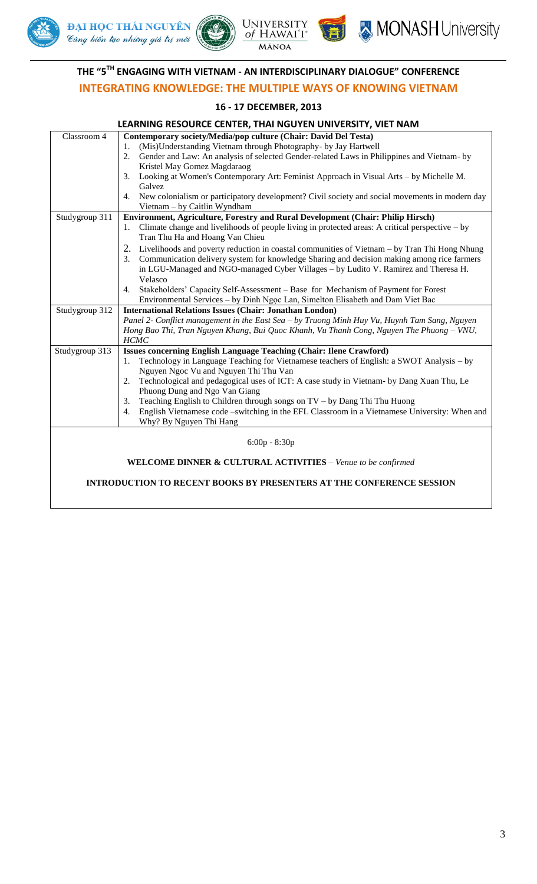## THE "5[TH] ENGAGING WITH VIETNAM - AN INTERDISCIPLINARY DIALOGUE" CONFERENCE

### INTEGRATING KNOWLEDGE: THE MULTIPLE WAYS OF KNOWING VIETNAM

**16 - 17 DECEMBER, 2013**

**LEARNING RESOURCE CENTER, THAI NGUYEN UNIVERSITY, VIET NAM**

| | |
|---|---|
| Classroom 4 | **Contemporary society/Media/pop culture (Chair: David Del Testa)**<br>1. (Mis)Understanding Vietnam through Photography- by Jay Hartwell<br>2. Gender and Law: An analysis of selected Gender-related Laws in Philippines and Vietnam- by Kristel May Gomez Magdaraog<br>3. Looking at Women's Contemporary Art: Feminist Approach in Visual Arts – by Michelle M. Galvez<br>4. New colonialism or participatory development? Civil society and social movements in modern day Vietnam – by Caitlin Wyndham |
| Studygroup 311 | **Environment, Agriculture, Forestry and Rural Development (Chair: Philip Hirsch)**<br>1. Climate change and livelihoods of people living in protected areas: A critical perspective – by Tran Thu Ha and Hoang Van Chieu<br>2. Livelihoods and poverty reduction in coastal communities of Vietnam – by Tran Thi Hong Nhung<br>3. Communication delivery system for knowledge Sharing and decision making among rice farmers in LGU-Managed and NGO-managed Cyber Villages – by Ludito V. Ramirez and Theresa H. Velasco<br>4. Stakeholders' Capacity Self-Assessment – Base for Mechanism of Payment for Forest Environmental Services – by Dinh Ngọc Lan, Simelton Elisabeth and Dam Viet Bac |
| Studygroup 312 | **International Relations Issues (Chair: Jonathan London)**<br>*Panel 2- Conflict management in the East Sea – by Truong Minh Huy Vu, Huynh Tam Sang, Nguyen Hong Bao Thi, Tran Nguyen Khang, Bui Quoc Khanh, Vu Thanh Cong, Nguyen The Phuong – VNU, HCMC* |
| Studygroup 313 | **Issues concerning English Language Teaching (Chair: Ilene Crawford)**<br>1. Technology in Language Teaching for Vietnamese teachers of English: a SWOT Analysis – by Nguyen Ngoc Vu and Nguyen Thi Thu Van<br>2. Technological and pedagogical uses of ICT: A case study in Vietnam- by Dang Xuan Thu, Le Phuong Dung and Ngo Van Giang<br>3. Teaching English to Children through songs on TV – by Dang Thi Thu Huong<br>4. English Vietnamese code –switching in the EFL Classroom in a Vietnamese University: When and Why? By Nguyen Thi Hang |

6:00p - 8:30p

**WELCOME DINNER & CULTURAL ACTIVITIES** – *Venue to be confirmed*

**INTRODUCTION TO RECENT BOOKS BY PRESENTERS AT THE CONFERENCE SESSION**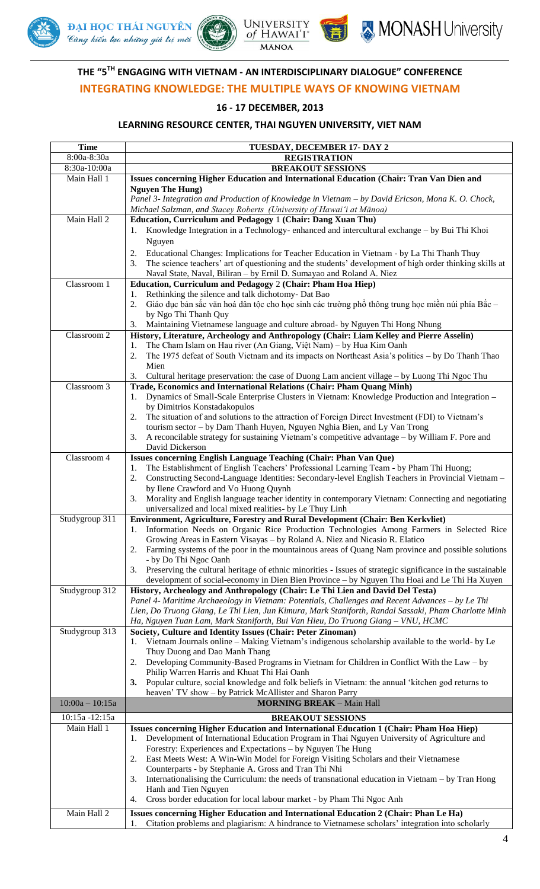ĐẠI HỌC THÁI NGUYÊN
*Cùng kiến tạo những giá trị mới*

UNIVERSITY of HAWAI'I MĀNOA

MONASH University

## THE "5TH ENGAGING WITH VIETNAM - AN INTERDISCIPLINARY DIALOGUE" CONFERENCE

## INTEGRATING KNOWLEDGE: THE MULTIPLE WAYS OF KNOWING VIETNAM

### 16 - 17 DECEMBER, 2013

### LEARNING RESOURCE CENTER, THAI NGUYEN UNIVERSITY, VIET NAM

| Time | TUESDAY, DECEMBER 17- DAY 2 |
|---|---|
| 8:00a-8:30a | **REGISTRATION** |
| 8:30a-10:00a | **BREAKOUT SESSIONS** |
| Main Hall 1 | **Issues concerning Higher Education and International Education (Chair: Tran Van Dien and Nguyen The Hung)**<br>*Panel 3- Integration and Production of Knowledge in Vietnam – by David Ericson, Mona K. O. Chock, Michael Salzman, and Stacey Roberts (University of Hawai'i at Mānoa)* |
| Main Hall 2 | **Education, Curriculum and Pedagogy 1 (Chair: Dang Xuan Thu)**<br>1. Knowledge Integration in a Technology- enhanced and intercultural exchange – by Bui Thi Khoi Nguyen<br>2. Educational Changes: Implications for Teacher Education in Vietnam - by La Thi Thanh Thuy<br>3. The science teachers' art of questioning and the students' development of high order thinking skills at Naval State, Naval, Biliran – by Ernil D. Sumayao and Roland A. Niez |
| Classroom 1 | **Education, Curriculum and Pedagogy 2 (Chair: Pham Hoa Hiep)**<br>1. Rethinking the silence and talk dichotomy- Dat Bao<br>2. Giáo dục bản sắc văn hoá dân tộc cho học sinh các trường phổ thông trung học miền núi phía Bắc – by Ngo Thi Thanh Quy<br>3. Maintaining Vietnamese language and culture abroad- by Nguyen Thi Hong Nhung |
| Classroom 2 | **History, Literature, Archeology and Anthropology (Chair: Liam Kelley and Pierre Asselin)**<br>1. The Cham Islam on Hau river (An Giang, Việt Nam) – by Hua Kim Oanh<br>2. The 1975 defeat of South Vietnam and its impacts on Northeast Asia's politics – by Do Thanh Thao Mien<br>3. Cultural heritage preservation: the case of Duong Lam ancient village – by Luong Thi Ngoc Thu |
| Classroom 3 | **Trade, Economics and International Relations (Chair: Pham Quang Minh)**<br>1. Dynamics of Small-Scale Enterprise Clusters in Vietnam: Knowledge Production and Integration – by Dimitrios Konstadakopulos<br>2. The situation of and solutions to the attraction of Foreign Direct Investment (FDI) to Vietnam's tourism sector – by Dam Thanh Huyen, Nguyen Nghia Bien, and Ly Van Trong<br>3. A reconcilable strategy for sustaining Vietnam's competitive advantage – by William F. Pore and David Dickerson |
| Classroom 4 | **Issues concerning English Language Teaching (Chair: Phan Van Que)**<br>1. The Establishment of English Teachers' Professional Learning Team - by Pham Thi Huong;<br>2. Constructing Second-Language Identities: Secondary-level English Teachers in Provincial Vietnam – by Ilene Crawford and Vo Huong Quynh<br>3. Morality and English language teacher identity in contemporary Vietnam: Connecting and negotiating universalized and local mixed realities- by Le Thuy Linh |
| Studygroup 311 | **Environment, Agriculture, Forestry and Rural Development (Chair: Ben Kerkvliet)**<br>1. Information Needs on Organic Rice Production Technologies Among Farmers in Selected Rice Growing Areas in Eastern Visayas – by Roland A. Niez and Nicasio R. Elatico<br>2. Farming systems of the poor in the mountainous areas of Quang Nam province and possible solutions - by Do Thi Ngoc Oanh<br>3. Preserving the cultural heritage of ethnic minorities - Issues of strategic significance in the sustainable development of social-economy in Dien Bien Province – by Nguyen Thu Hoai and Le Thi Ha Xuyen |
| Studygroup 312 | **History, Archeology and Anthropology (Chair: Le Thi Lien and David Del Testa)**<br>*Panel 4- Maritime Archaeology in Vietnam: Potentials, Challenges and Recent Advances – by Le Thi Lien, Do Truong Giang, Le Thi Lien, Jun Kimura, Mark Staniforth, Randal Sassaki, Pham Charlotte Minh Ha, Nguyen Tuan Lam, Mark Staniforth, Bui Van Hieu, Do Truong Giang – VNU, HCMC* |
| Studygroup 313 | **Society, Culture and Identity Issues (Chair: Peter Zinoman)**<br>1. Vietnam Journals online – Making Vietnam's indigenous scholarship available to the world- by Le Thuy Duong and Dao Manh Thang<br>2. Developing Community-Based Programs in Vietnam for Children in Conflict With the Law – by Philip Warren Harris and Khuat Thi Hai Oanh<br>**3.** Popular culture, social knowledge and folk beliefs in Vietnam: the annual 'kitchen god returns to heaven' TV show – by Patrick McAllister and Sharon Parry |
| 10:00a – 10:15a | **MORNING BREAK** – Main Hall |
| 10:15a -12:15a | **BREAKOUT SESSIONS** |
| Main Hall 1 | **Issues concerning Higher Education and International Education 1 (Chair: Pham Hoa Hiep)**<br>1. Development of International Education Program in Thai Nguyen University of Agriculture and Forestry: Experiences and Expectations – by Nguyen The Hung<br>2. East Meets West: A Win-Win Model for Foreign Visiting Scholars and their Vietnamese Counterparts - by Stephanie A. Gross and Tran Thi Nhi<br>3. Internationalising the Curriculum: the needs of transnational education in Vietnam – by Tran Hong Hanh and Tien Nguyen<br>4. Cross border education for local labour market - by Pham Thi Ngoc Anh |
| Main Hall 2 | **Issues concerning Higher Education and International Education 2 (Chair: Phan Le Ha)**<br>1. Citation problems and plagiarism: A hindrance to Vietnamese scholars' integration into scholarly |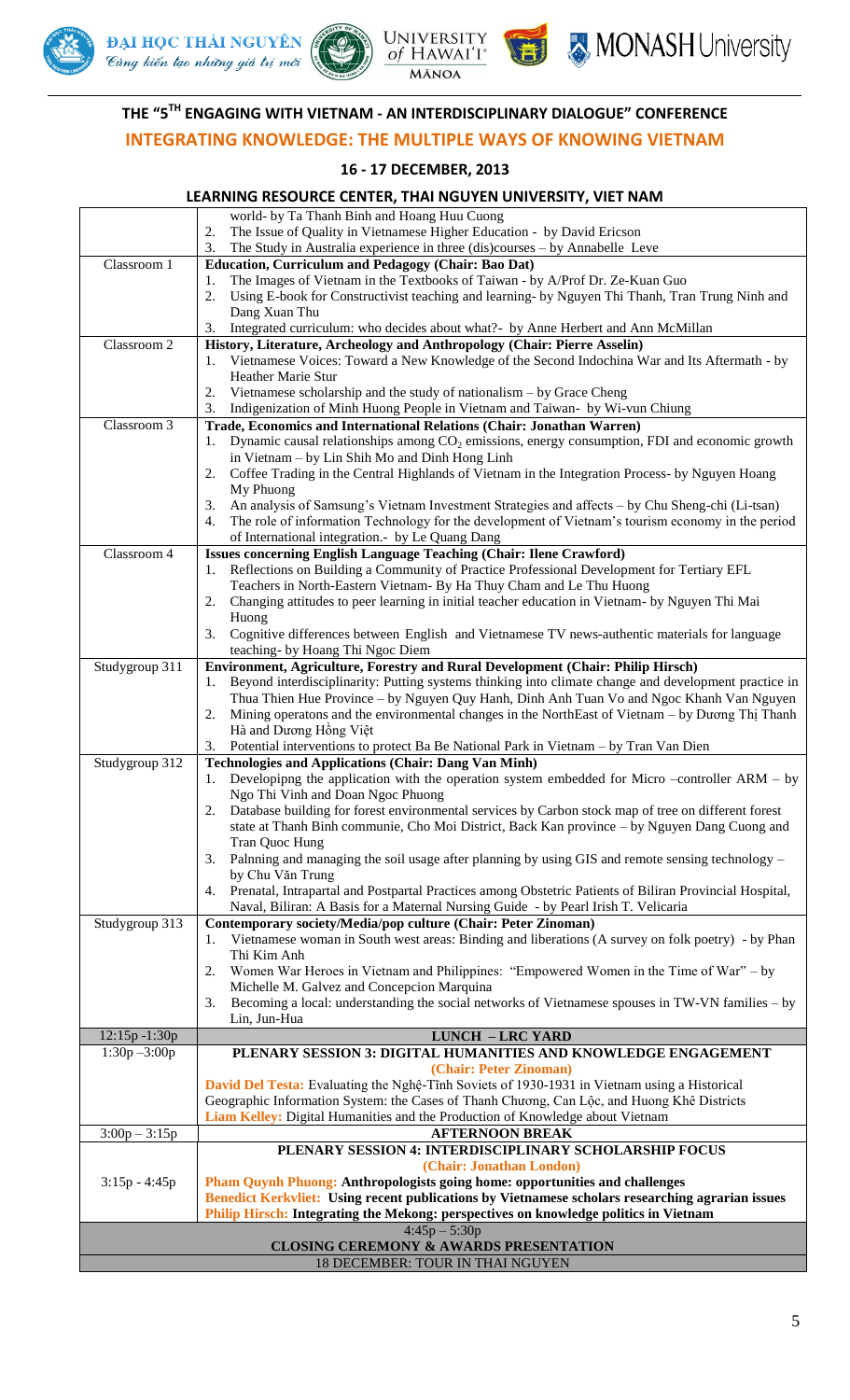# THE "5TH ENGAGING WITH VIETNAM - AN INTERDISCIPLINARY DIALOGUE" CONFERENCE

## INTEGRATING KNOWLEDGE: THE MULTIPLE WAYS OF KNOWING VIETNAM

### 16 - 17 DECEMBER, 2013

### LEARNING RESOURCE CENTER, THAI NGUYEN UNIVERSITY, VIET NAM

| | |
|---|---|
| | world- by Ta Thanh Binh and Hoang Huu Cuong<br>2. The Issue of Quality in Vietnamese Higher Education - by David Ericson<br>3. The Study in Australia experience in three (dis)courses – by Annabelle Leve |
| Classroom 1 | **Education, Curriculum and Pedagogy (Chair: Bao Dat)**<br>1. The Images of Vietnam in the Textbooks of Taiwan - by A/Prof Dr. Ze-Kuan Guo<br>2. Using E-book for Constructivist teaching and learning- by Nguyen Thi Thanh, Tran Trung Ninh and Dang Xuan Thu<br>3. Integrated curriculum: who decides about what?- by Anne Herbert and Ann McMillan |
| Classroom 2 | **History, Literature, Archeology and Anthropology (Chair: Pierre Asselin)**<br>1. Vietnamese Voices: Toward a New Knowledge of the Second Indochina War and Its Aftermath - by Heather Marie Stur<br>2. Vietnamese scholarship and the study of nationalism – by Grace Cheng<br>3. Indigenization of Minh Huong People in Vietnam and Taiwan- by Wi-vun Chiung |
| Classroom 3 | **Trade, Economics and International Relations (Chair: Jonathan Warren)**<br>1. Dynamic causal relationships among $CO_2$ emissions, energy consumption, FDI and economic growth in Vietnam – by Lin Shih Mo and Dinh Hong Linh<br>2. Coffee Trading in the Central Highlands of Vietnam in the Integration Process- by Nguyen Hoang My Phuong<br>3. An analysis of Samsung's Vietnam Investment Strategies and affects – by Chu Sheng-chi (Li-tsan)<br>4. The role of information Technology for the development of Vietnam's tourism economy in the period of International integration.- by Le Quang Dang |
| Classroom 4 | **Issues concerning English Language Teaching (Chair: Ilene Crawford)**<br>1. Reflections on Building a Community of Practice Professional Development for Tertiary EFL Teachers in North-Eastern Vietnam- By Ha Thuy Cham and Le Thu Huong<br>2. Changing attitudes to peer learning in initial teacher education in Vietnam- by Nguyen Thi Mai Huong<br>3. Cognitive differences between English and Vietnamese TV news-authentic materials for language teaching- by Hoang Thi Ngoc Diem |
| Studygroup 311 | **Environment, Agriculture, Forestry and Rural Development (Chair: Philip Hirsch)**<br>1. Beyond interdisciplinarity: Putting systems thinking into climate change and development practice in Thua Thien Hue Province – by Nguyen Quy Hanh, Dinh Anh Tuan Vo and Ngoc Khanh Van Nguyen<br>2. Mining operatons and the environmental changes in the NorthEast of Vietnam – by Dương Thị Thanh Hà and Dương Hồng Việt<br>3. Potential interventions to protect Ba Be National Park in Vietnam – by Tran Van Dien |
| Studygroup 312 | **Technologies and Applications (Chair: Dang Van Minh)**<br>1. Developipng the application with the operation system embedded for Micro –controller ARM – by Ngo Thi Vinh and Doan Ngoc Phuong<br>2. Database building for forest environmental services by Carbon stock map of tree on different forest state at Thanh Binh communie, Cho Moi District, Back Kan province – by Nguyen Dang Cuong and Tran Quoc Hung<br>3. Palnning and managing the soil usage after planning by using GIS and remote sensing technology – by Chu Văn Trung<br>4. Prenatal, Intrapartal and Postpartal Practices among Obstetric Patients of Biliran Provincial Hospital, Naval, Biliran: A Basis for a Maternal Nursing Guide - by Pearl Irish T. Velicaria |
| Studygroup 313 | **Contemporary society/Media/pop culture (Chair: Peter Zinoman)**<br>1. Vietnamese woman in South west areas: Binding and liberations (A survey on folk poetry) - by Phan Thi Kim Anh<br>2. Women War Heroes in Vietnam and Philippines: "Empowered Women in the Time of War" – by Michelle M. Galvez and Concepcion Marquina<br>3. Becoming a local: understanding the social networks of Vietnamese spouses in TW-VN families – by Lin, Jun-Hua |
| 12:15p -1:30p | **LUNCH – LRC YARD** |
| 1:30p –3:00p | **PLENARY SESSION 3: DIGITAL HUMANITIES AND KNOWLEDGE ENGAGEMENT**<br>**(Chair: Peter Zinoman)**<br>**David Del Testa:** Evaluating the Nghệ-Tĩnh Soviets of 1930-1931 in Vietnam using a Historical Geographic Information System: the Cases of Thanh Chương, Can Lộc, and Huong Khê Districts<br>**Liam Kelley:** Digital Humanities and the Production of Knowledge about Vietnam |
| 3:00p – 3:15p | **AFTERNOON BREAK** |
| 3:15p - 4:45p | **PLENARY SESSION 4: INTERDISCIPLINARY SCHOLARSHIP FOCUS**<br>**(Chair: Jonathan London)**<br>**Pham Quynh Phuong: Anthropologists going home: opportunities and challenges**<br>**Benedict Kerkvliet: Using recent publications by Vietnamese scholars researching agrarian issues**<br>**Philip Hirsch: Integrating the Mekong: perspectives on knowledge politics in Vietnam** |
| | 4:45p – 5:30p<br>**CLOSING CEREMONY & AWARDS PRESENTATION** |
| | 18 DECEMBER: TOUR IN THAI NGUYEN |